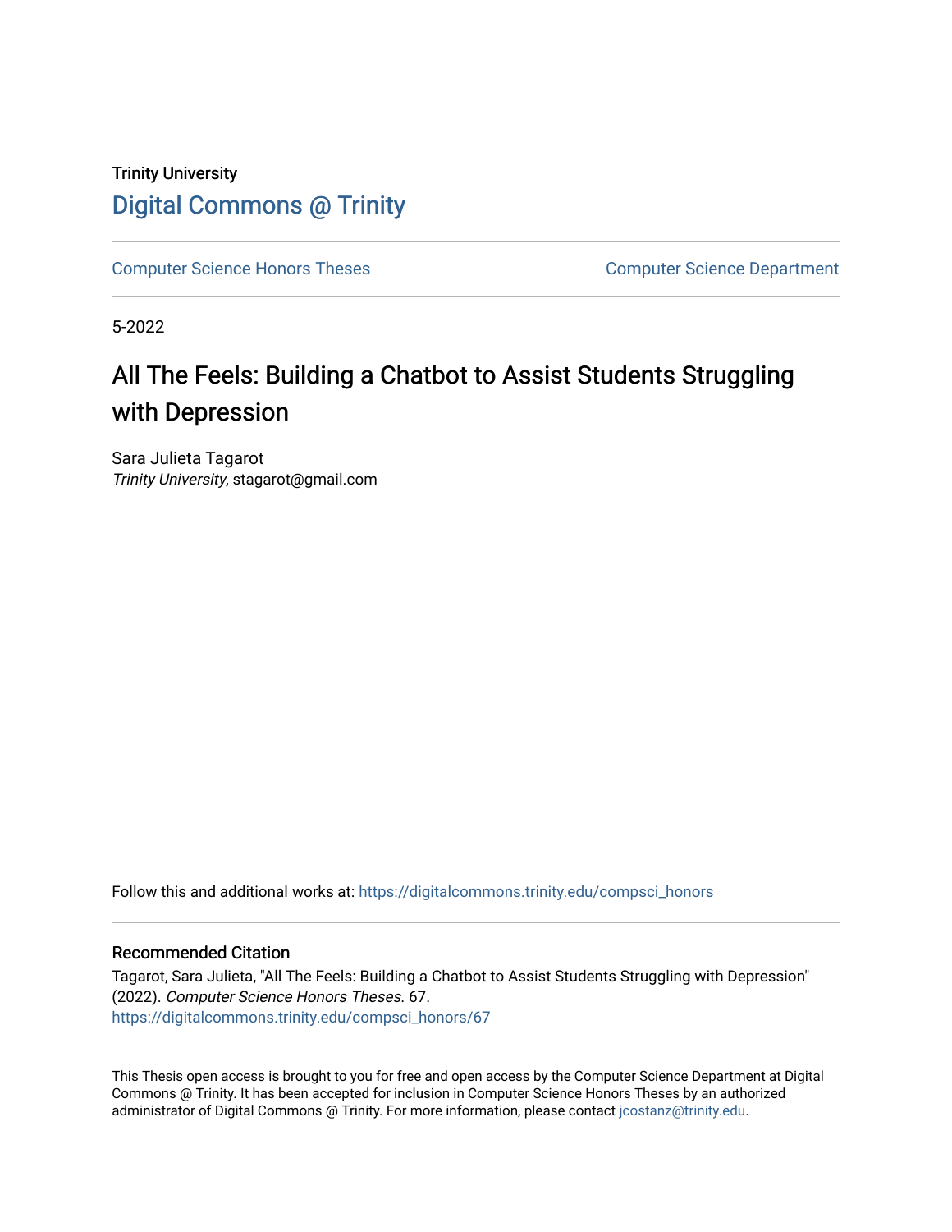Trinity University

# Digital Commons @ Trinity

Computer Science Honors Theses | Computer Science Department

5-2022

# All The Feels: Building a Chatbot to Assist Students Struggling with Depression

Sara Julieta Tagarot
*Trinity University*, stagarot@gmail.com

Follow this and additional works at: https://digitalcommons.trinity.edu/compsci_honors

## Recommended Citation

Tagarot, Sara Julieta, "All The Feels: Building a Chatbot to Assist Students Struggling with Depression" (2022). *Computer Science Honors Theses.* 67.
https://digitalcommons.trinity.edu/compsci_honors/67

This Thesis open access is brought to you for free and open access by the Computer Science Department at Digital Commons @ Trinity. It has been accepted for inclusion in Computer Science Honors Theses by an authorized administrator of Digital Commons @ Trinity. For more information, please contact jcostanz@trinity.edu.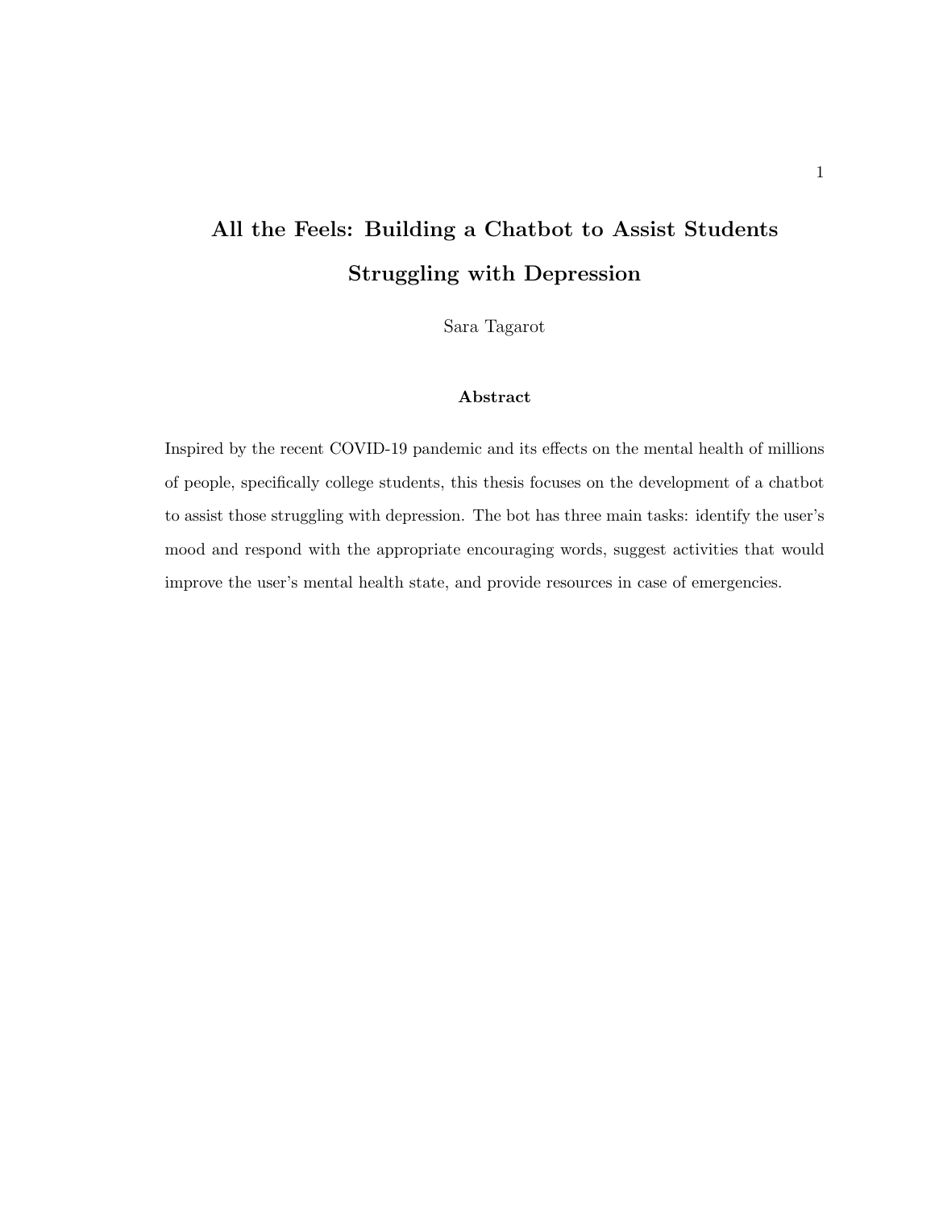# All the Feels: Building a Chatbot to Assist Students Struggling with Depression

Sara Tagarot

## Abstract

Inspired by the recent COVID-19 pandemic and its effects on the mental health of millions of people, specifically college students, this thesis focuses on the development of a chatbot to assist those struggling with depression. The bot has three main tasks: identify the user's mood and respond with the appropriate encouraging words, suggest activities that would improve the user's mental health state, and provide resources in case of emergencies.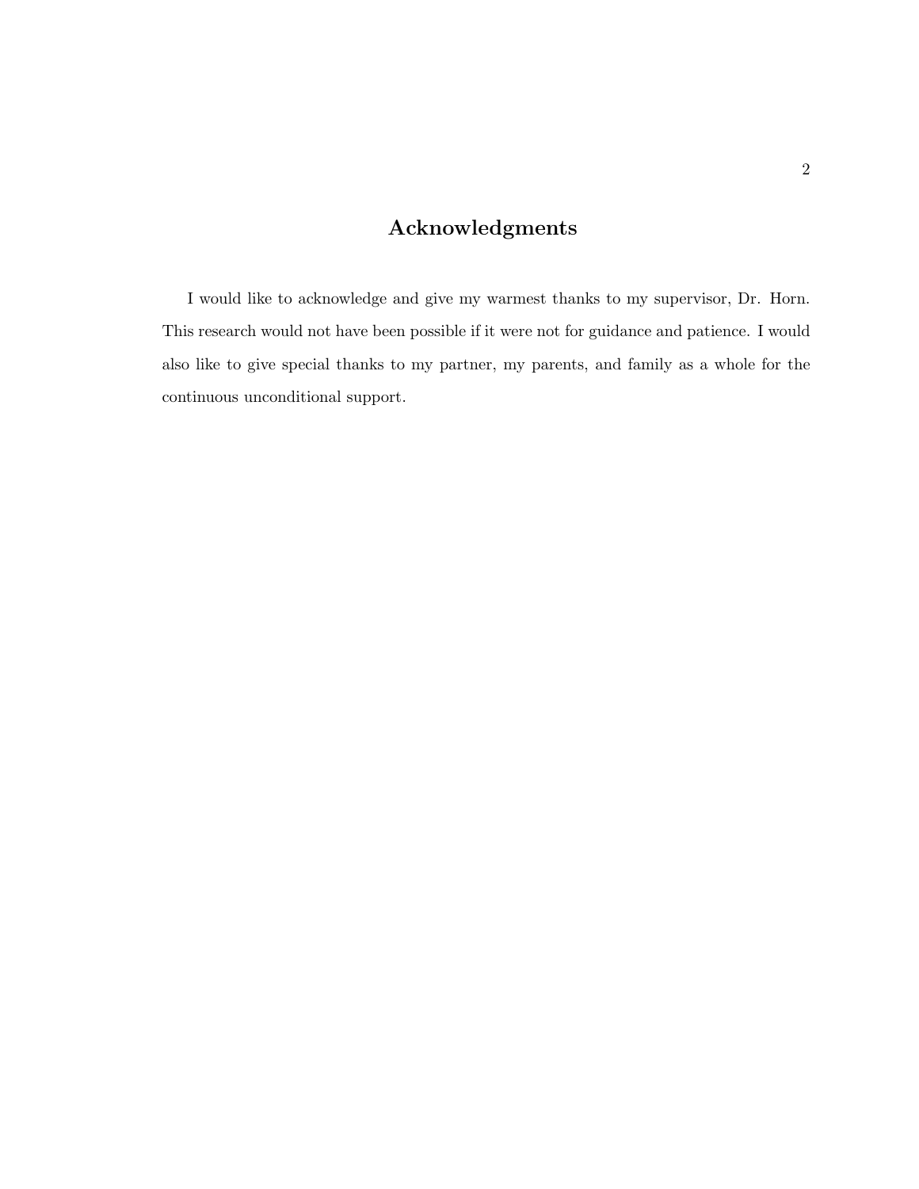# Acknowledgments

I would like to acknowledge and give my warmest thanks to my supervisor, Dr. Horn. This research would not have been possible if it were not for guidance and patience. I would also like to give special thanks to my partner, my parents, and family as a whole for the continuous unconditional support.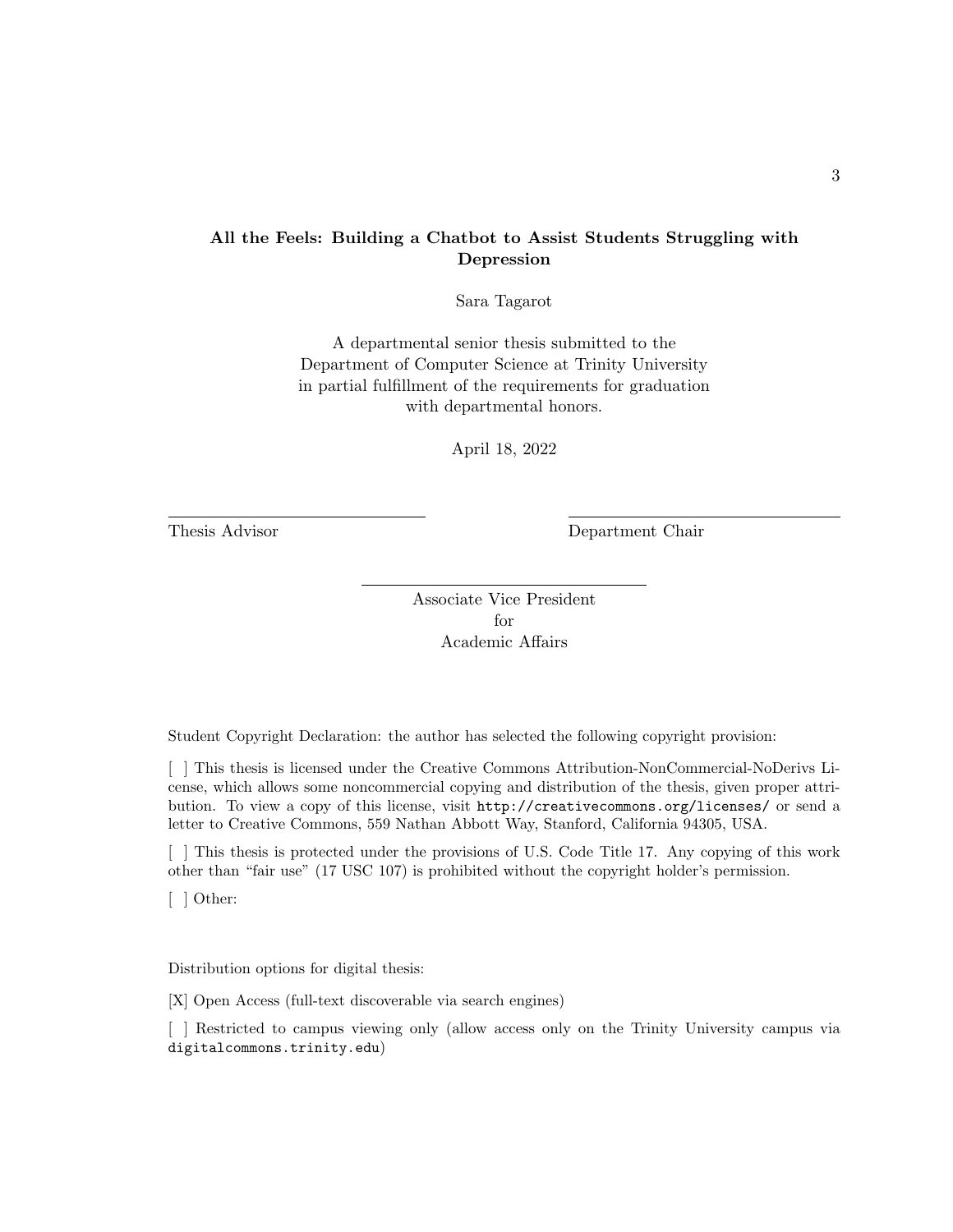**All the Feels: Building a Chatbot to Assist Students Struggling with Depression**

Sara Tagarot

A departmental senior thesis submitted to the
Department of Computer Science at Trinity University
in partial fulfillment of the requirements for graduation
with departmental honors.

April 18, 2022

Thesis Advisor

Department Chair

Associate Vice President
for
Academic Affairs

Student Copyright Declaration: the author has selected the following copyright provision:

[ ] This thesis is licensed under the Creative Commons Attribution-NonCommercial-NoDerivs License, which allows some noncommercial copying and distribution of the thesis, given proper attribution. To view a copy of this license, visit `http://creativecommons.org/licenses/` or send a letter to Creative Commons, 559 Nathan Abbott Way, Stanford, California 94305, USA.

[ ] This thesis is protected under the provisions of U.S. Code Title 17. Any copying of this work other than "fair use" (17 USC 107) is prohibited without the copyright holder's permission.

[ ] Other:

Distribution options for digital thesis:

[X] Open Access (full-text discoverable via search engines)

[ ] Restricted to campus viewing only (allow access only on the Trinity University campus via `digitalcommons.trinity.edu`)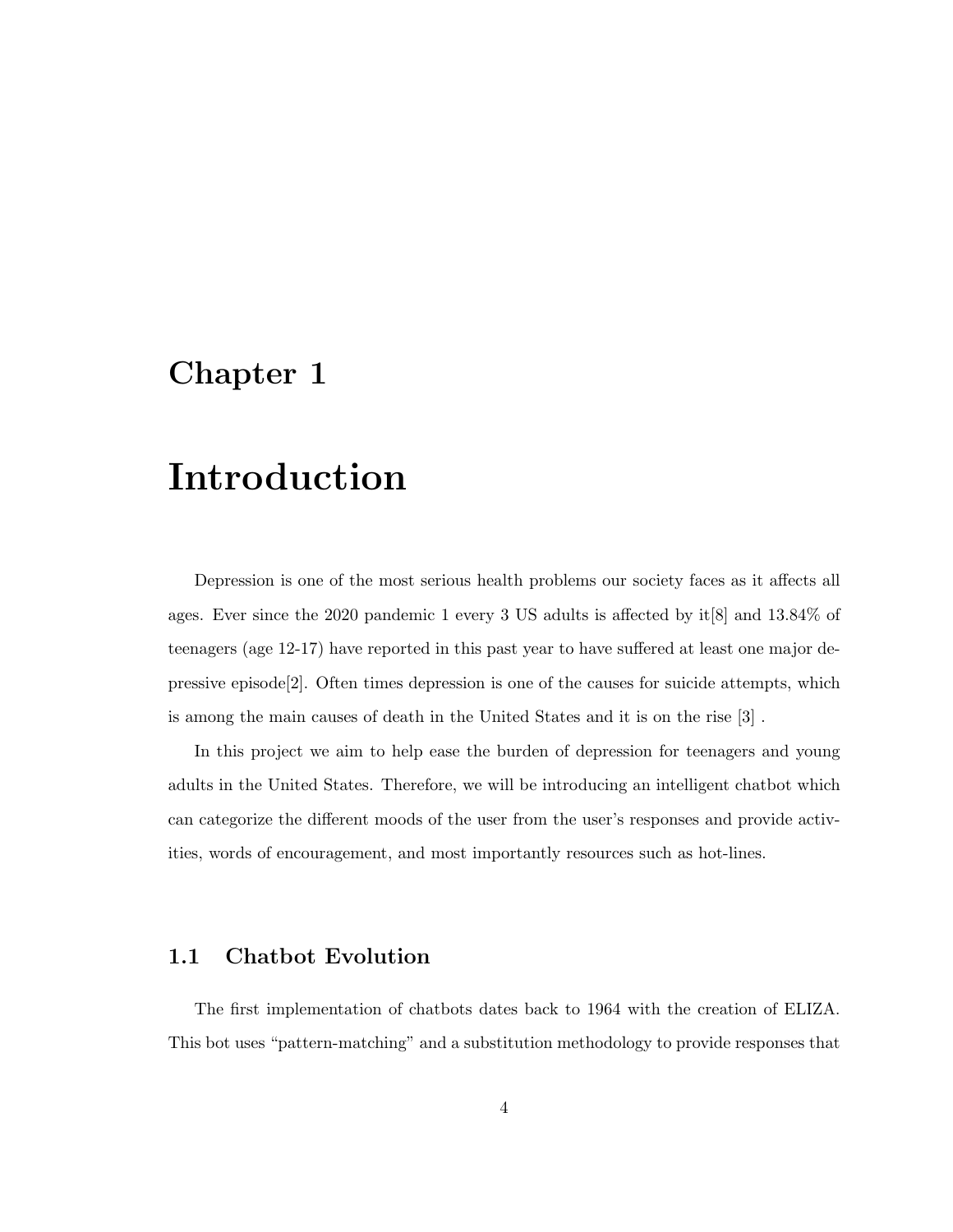# Chapter 1

# Introduction

Depression is one of the most serious health problems our society faces as it affects all ages. Ever since the 2020 pandemic 1 every 3 US adults is affected by it[8] and 13.84% of teenagers (age 12-17) have reported in this past year to have suffered at least one major depressive episode[2]. Often times depression is one of the causes for suicide attempts, which is among the main causes of death in the United States and it is on the rise [3] .

In this project we aim to help ease the burden of depression for teenagers and young adults in the United States. Therefore, we will be introducing an intelligent chatbot which can categorize the different moods of the user from the user's responses and provide activities, words of encouragement, and most importantly resources such as hot-lines.

## 1.1 Chatbot Evolution

The first implementation of chatbots dates back to 1964 with the creation of ELIZA. This bot uses "pattern-matching" and a substitution methodology to provide responses that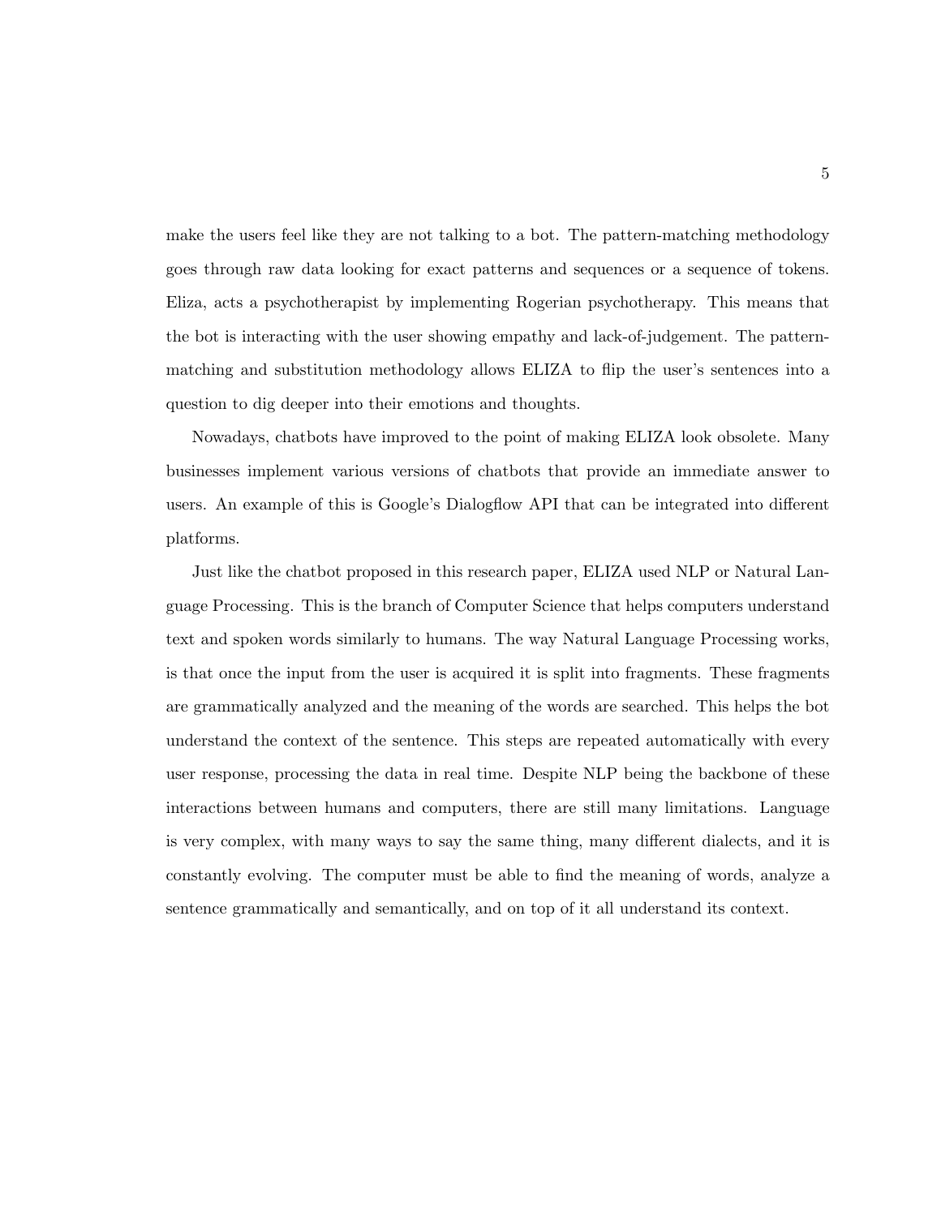make the users feel like they are not talking to a bot. The pattern-matching methodology goes through raw data looking for exact patterns and sequences or a sequence of tokens. Eliza, acts a psychotherapist by implementing Rogerian psychotherapy. This means that the bot is interacting with the user showing empathy and lack-of-judgement. The pattern-matching and substitution methodology allows ELIZA to flip the user's sentences into a question to dig deeper into their emotions and thoughts.

Nowadays, chatbots have improved to the point of making ELIZA look obsolete. Many businesses implement various versions of chatbots that provide an immediate answer to users. An example of this is Google's Dialogflow API that can be integrated into different platforms.

Just like the chatbot proposed in this research paper, ELIZA used NLP or Natural Language Processing. This is the branch of Computer Science that helps computers understand text and spoken words similarly to humans. The way Natural Language Processing works, is that once the input from the user is acquired it is split into fragments. These fragments are grammatically analyzed and the meaning of the words are searched. This helps the bot understand the context of the sentence. This steps are repeated automatically with every user response, processing the data in real time. Despite NLP being the backbone of these interactions between humans and computers, there are still many limitations. Language is very complex, with many ways to say the same thing, many different dialects, and it is constantly evolving. The computer must be able to find the meaning of words, analyze a sentence grammatically and semantically, and on top of it all understand its context.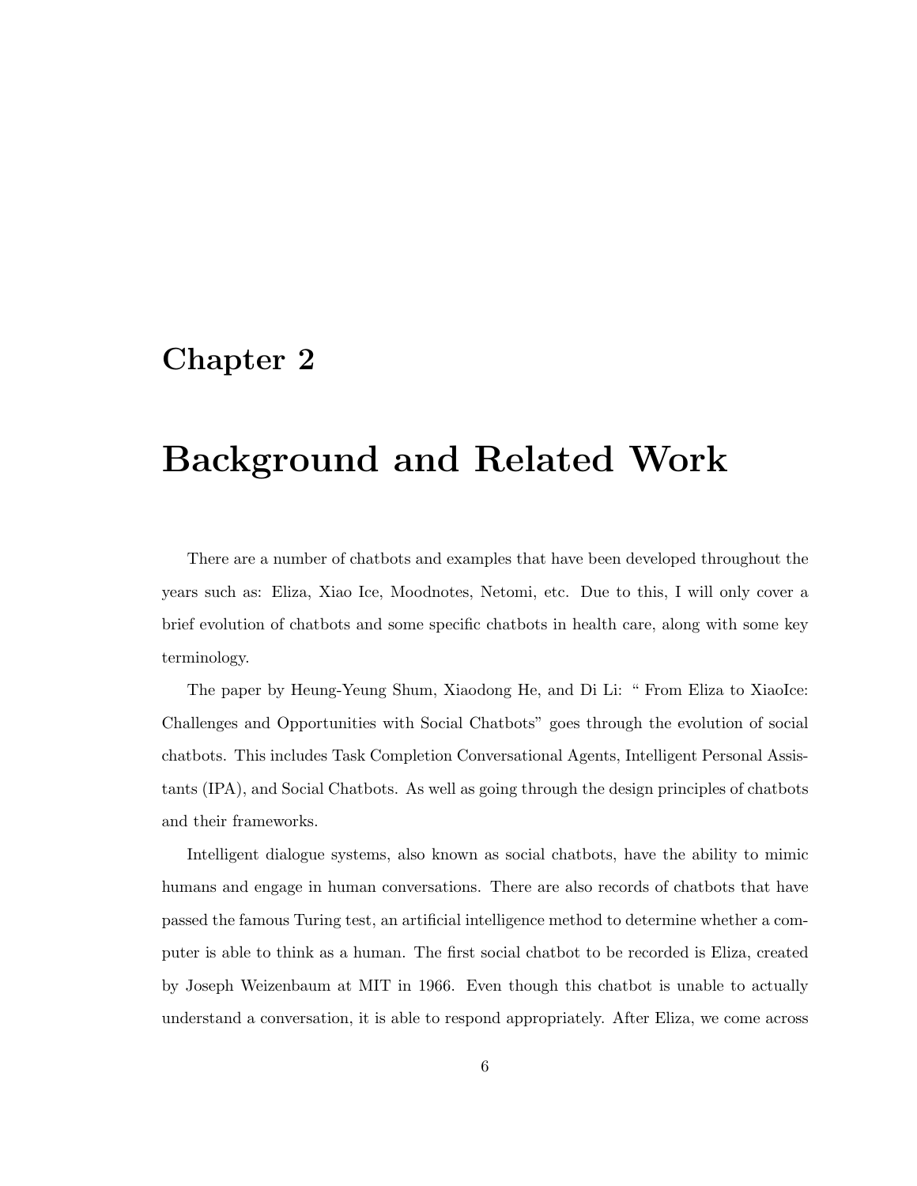# Chapter 2

# Background and Related Work

There are a number of chatbots and examples that have been developed throughout the years such as: Eliza, Xiao Ice, Moodnotes, Netomi, etc. Due to this, I will only cover a brief evolution of chatbots and some specific chatbots in health care, along with some key terminology.

The paper by Heung-Yeung Shum, Xiaodong He, and Di Li: " From Eliza to XiaoIce: Challenges and Opportunities with Social Chatbots" goes through the evolution of social chatbots. This includes Task Completion Conversational Agents, Intelligent Personal Assistants (IPA), and Social Chatbots. As well as going through the design principles of chatbots and their frameworks.

Intelligent dialogue systems, also known as social chatbots, have the ability to mimic humans and engage in human conversations. There are also records of chatbots that have passed the famous Turing test, an artificial intelligence method to determine whether a computer is able to think as a human. The first social chatbot to be recorded is Eliza, created by Joseph Weizenbaum at MIT in 1966. Even though this chatbot is unable to actually understand a conversation, it is able to respond appropriately. After Eliza, we come across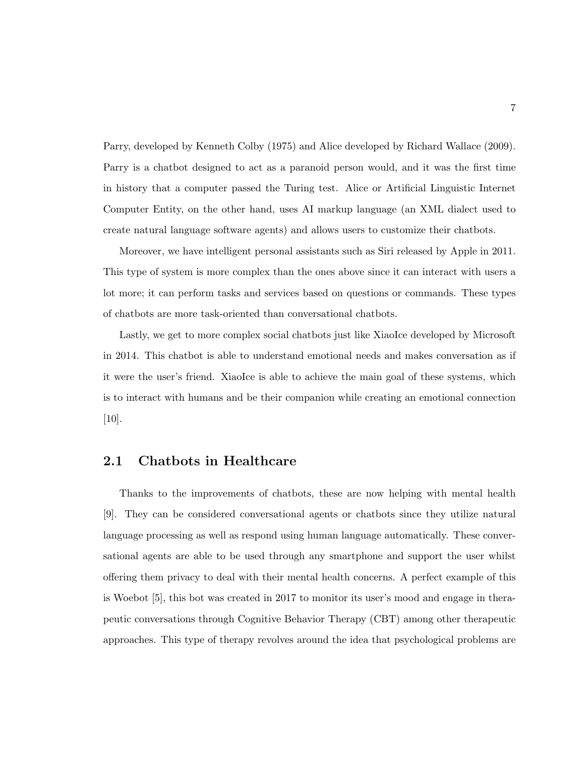Parry, developed by Kenneth Colby (1975) and Alice developed by Richard Wallace (2009). Parry is a chatbot designed to act as a paranoid person would, and it was the first time in history that a computer passed the Turing test. Alice or Artificial Linguistic Internet Computer Entity, on the other hand, uses AI markup language (an XML dialect used to create natural language software agents) and allows users to customize their chatbots.

Moreover, we have intelligent personal assistants such as Siri released by Apple in 2011. This type of system is more complex than the ones above since it can interact with users a lot more; it can perform tasks and services based on questions or commands. These types of chatbots are more task-oriented than conversational chatbots.

Lastly, we get to more complex social chatbots just like XiaoIce developed by Microsoft in 2014. This chatbot is able to understand emotional needs and makes conversation as if it were the user's friend. XiaoIce is able to achieve the main goal of these systems, which is to interact with humans and be their companion while creating an emotional connection [10].

## 2.1 Chatbots in Healthcare

Thanks to the improvements of chatbots, these are now helping with mental health [9]. They can be considered conversational agents or chatbots since they utilize natural language processing as well as respond using human language automatically. These conversational agents are able to be used through any smartphone and support the user whilst offering them privacy to deal with their mental health concerns. A perfect example of this is Woebot [5], this bot was created in 2017 to monitor its user's mood and engage in therapeutic conversations through Cognitive Behavior Therapy (CBT) among other therapeutic approaches. This type of therapy revolves around the idea that psychological problems are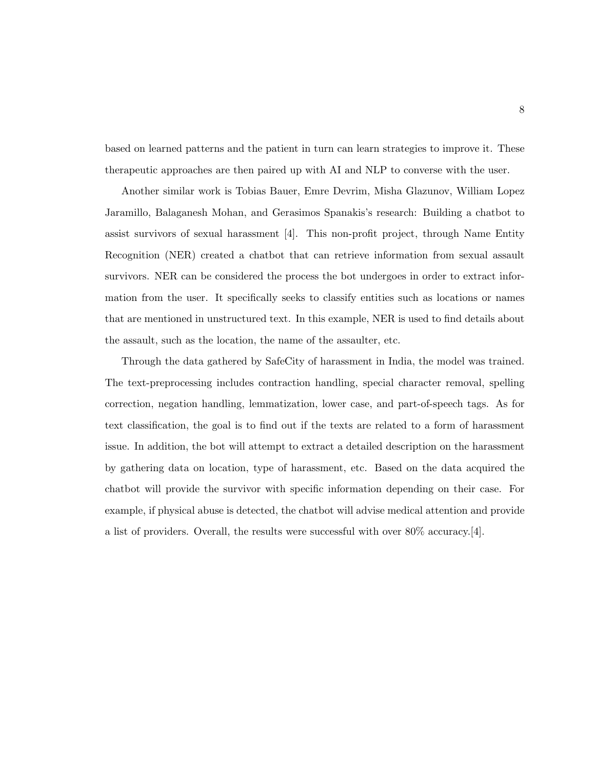based on learned patterns and the patient in turn can learn strategies to improve it. These therapeutic approaches are then paired up with AI and NLP to converse with the user.

Another similar work is Tobias Bauer, Emre Devrim, Misha Glazunov, William Lopez Jaramillo, Balaganesh Mohan, and Gerasimos Spanakis's research: Building a chatbot to assist survivors of sexual harassment [4]. This non-profit project, through Name Entity Recognition (NER) created a chatbot that can retrieve information from sexual assault survivors. NER can be considered the process the bot undergoes in order to extract information from the user. It specifically seeks to classify entities such as locations or names that are mentioned in unstructured text. In this example, NER is used to find details about the assault, such as the location, the name of the assaulter, etc.

Through the data gathered by SafeCity of harassment in India, the model was trained. The text-preprocessing includes contraction handling, special character removal, spelling correction, negation handling, lemmatization, lower case, and part-of-speech tags. As for text classification, the goal is to find out if the texts are related to a form of harassment issue. In addition, the bot will attempt to extract a detailed description on the harassment by gathering data on location, type of harassment, etc. Based on the data acquired the chatbot will provide the survivor with specific information depending on their case. For example, if physical abuse is detected, the chatbot will advise medical attention and provide a list of providers. Overall, the results were successful with over 80% accuracy.[4].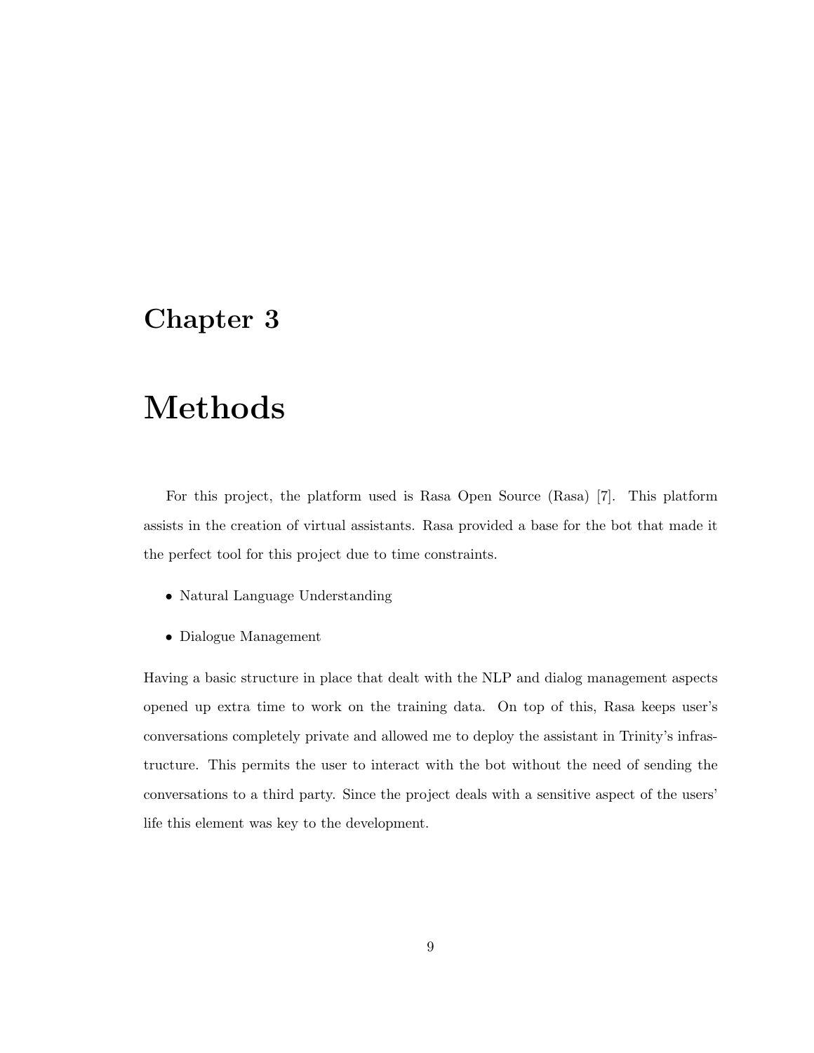# Chapter 3

# Methods

For this project, the platform used is Rasa Open Source (Rasa) [7]. This platform assists in the creation of virtual assistants. Rasa provided a base for the bot that made it the perfect tool for this project due to time constraints.

- Natural Language Understanding
- Dialogue Management

Having a basic structure in place that dealt with the NLP and dialog management aspects opened up extra time to work on the training data. On top of this, Rasa keeps user's conversations completely private and allowed me to deploy the assistant in Trinity's infrastructure. This permits the user to interact with the bot without the need of sending the conversations to a third party. Since the project deals with a sensitive aspect of the users' life this element was key to the development.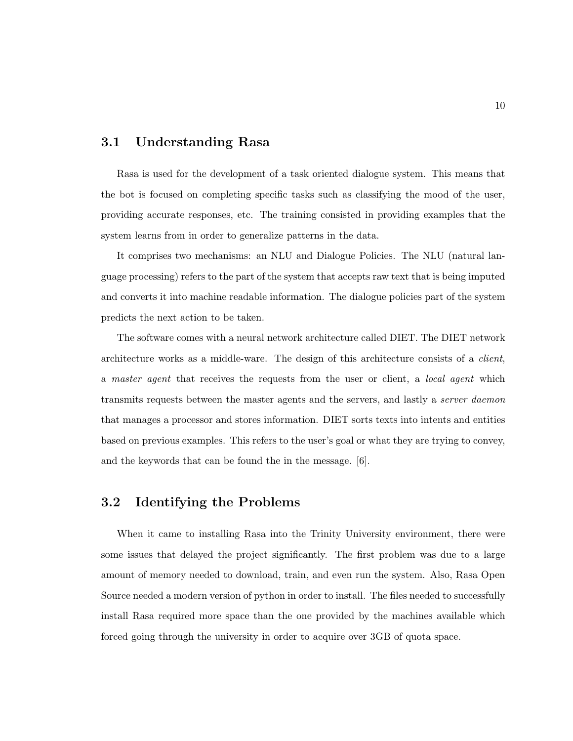## 3.1 Understanding Rasa

Rasa is used for the development of a task oriented dialogue system. This means that the bot is focused on completing specific tasks such as classifying the mood of the user, providing accurate responses, etc. The training consisted in providing examples that the system learns from in order to generalize patterns in the data.

It comprises two mechanisms: an NLU and Dialogue Policies. The NLU (natural language processing) refers to the part of the system that accepts raw text that is being imputed and converts it into machine readable information. The dialogue policies part of the system predicts the next action to be taken.

The software comes with a neural network architecture called DIET. The DIET network architecture works as a middle-ware. The design of this architecture consists of a *client*, a *master agent* that receives the requests from the user or client, a *local agent* which transmits requests between the master agents and the servers, and lastly a *server daemon* that manages a processor and stores information. DIET sorts texts into intents and entities based on previous examples. This refers to the user's goal or what they are trying to convey, and the keywords that can be found the in the message. [6].

## 3.2 Identifying the Problems

When it came to installing Rasa into the Trinity University environment, there were some issues that delayed the project significantly. The first problem was due to a large amount of memory needed to download, train, and even run the system. Also, Rasa Open Source needed a modern version of python in order to install. The files needed to successfully install Rasa required more space than the one provided by the machines available which forced going through the university in order to acquire over 3GB of quota space.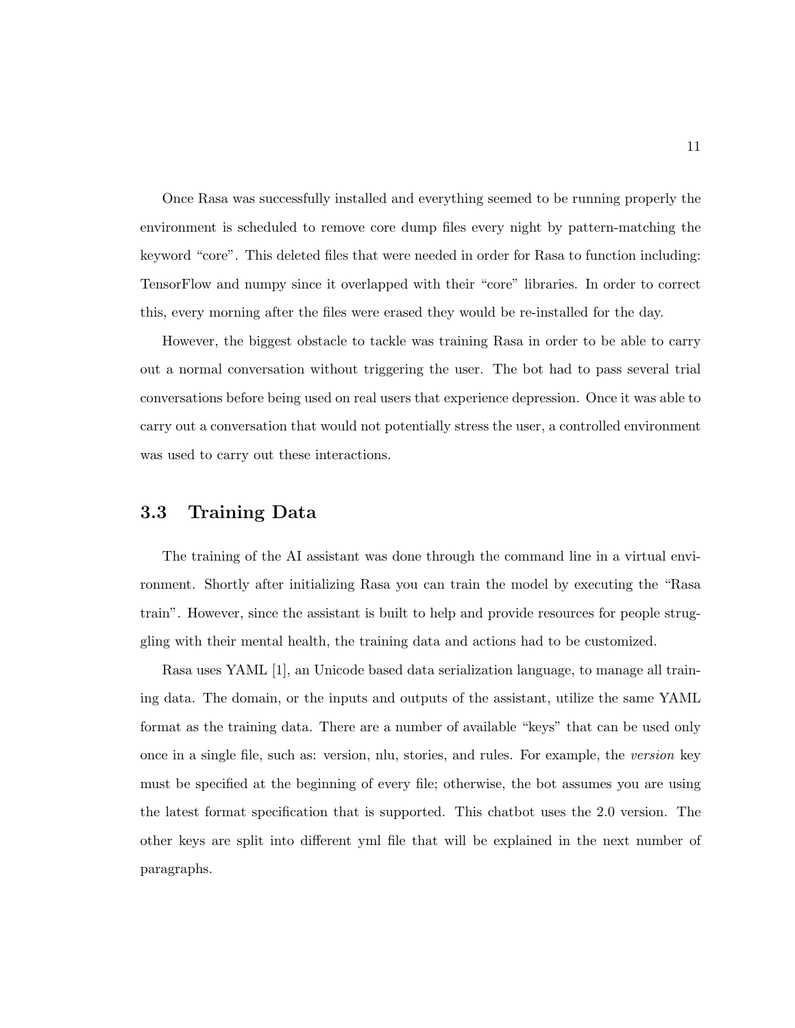Once Rasa was successfully installed and everything seemed to be running properly the environment is scheduled to remove core dump files every night by pattern-matching the keyword "core". This deleted files that were needed in order for Rasa to function including: TensorFlow and numpy since it overlapped with their "core" libraries. In order to correct this, every morning after the files were erased they would be re-installed for the day.

However, the biggest obstacle to tackle was training Rasa in order to be able to carry out a normal conversation without triggering the user. The bot had to pass several trial conversations before being used on real users that experience depression. Once it was able to carry out a conversation that would not potentially stress the user, a controlled environment was used to carry out these interactions.

## 3.3 Training Data

The training of the AI assistant was done through the command line in a virtual environment. Shortly after initializing Rasa you can train the model by executing the "Rasa train". However, since the assistant is built to help and provide resources for people struggling with their mental health, the training data and actions had to be customized.

Rasa uses YAML [1], an Unicode based data serialization language, to manage all training data. The domain, or the inputs and outputs of the assistant, utilize the same YAML format as the training data. There are a number of available "keys" that can be used only once in a single file, such as: version, nlu, stories, and rules. For example, the *version* key must be specified at the beginning of every file; otherwise, the bot assumes you are using the latest format specification that is supported. This chatbot uses the 2.0 version. The other keys are split into different yml file that will be explained in the next number of paragraphs.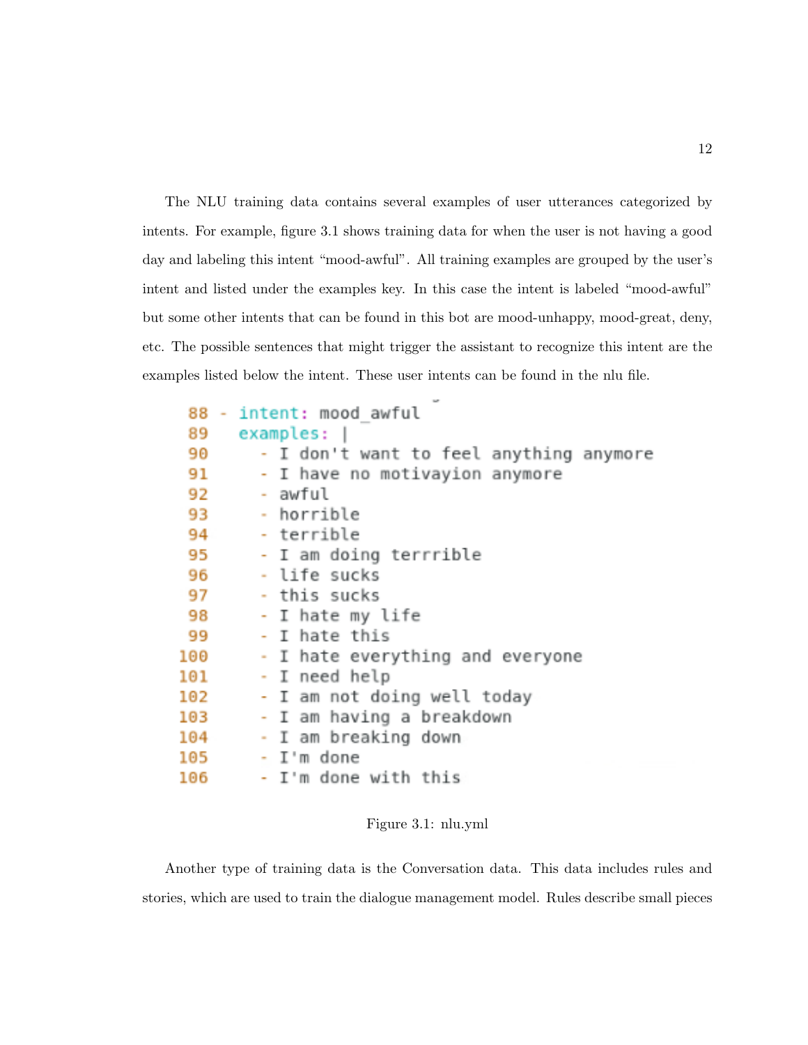The NLU training data contains several examples of user utterances categorized by intents. For example, figure 3.1 shows training data for when the user is not having a good day and labeling this intent "mood-awful". All training examples are grouped by the user's intent and listed under the examples key. In this case the intent is labeled "mood-awful" but some other intents that can be found in this bot are mood-unhappy, mood-great, deny, etc. The possible sentences that might trigger the assistant to recognize this intent are the examples listed below the intent. These user intents can be found in the nlu file.

```
88  - intent: mood_awful
89    examples: |
90      - I don't want to feel anything anymore
91      - I have no motivayion anymore
92      - awful
93      - horrible
94      - terrible
95      - I am doing terrrible
96      - life sucks
97      - this sucks
98      - I hate my life
99      - I hate this
100     - I hate everything and everyone
101     - I need help
102     - I am not doing well today
103     - I am having a breakdown
104     - I am breaking down
105     - I'm done
106     - I'm done with this
```

Figure 3.1: nlu.yml

Another type of training data is the Conversation data. This data includes rules and stories, which are used to train the dialogue management model. Rules describe small pieces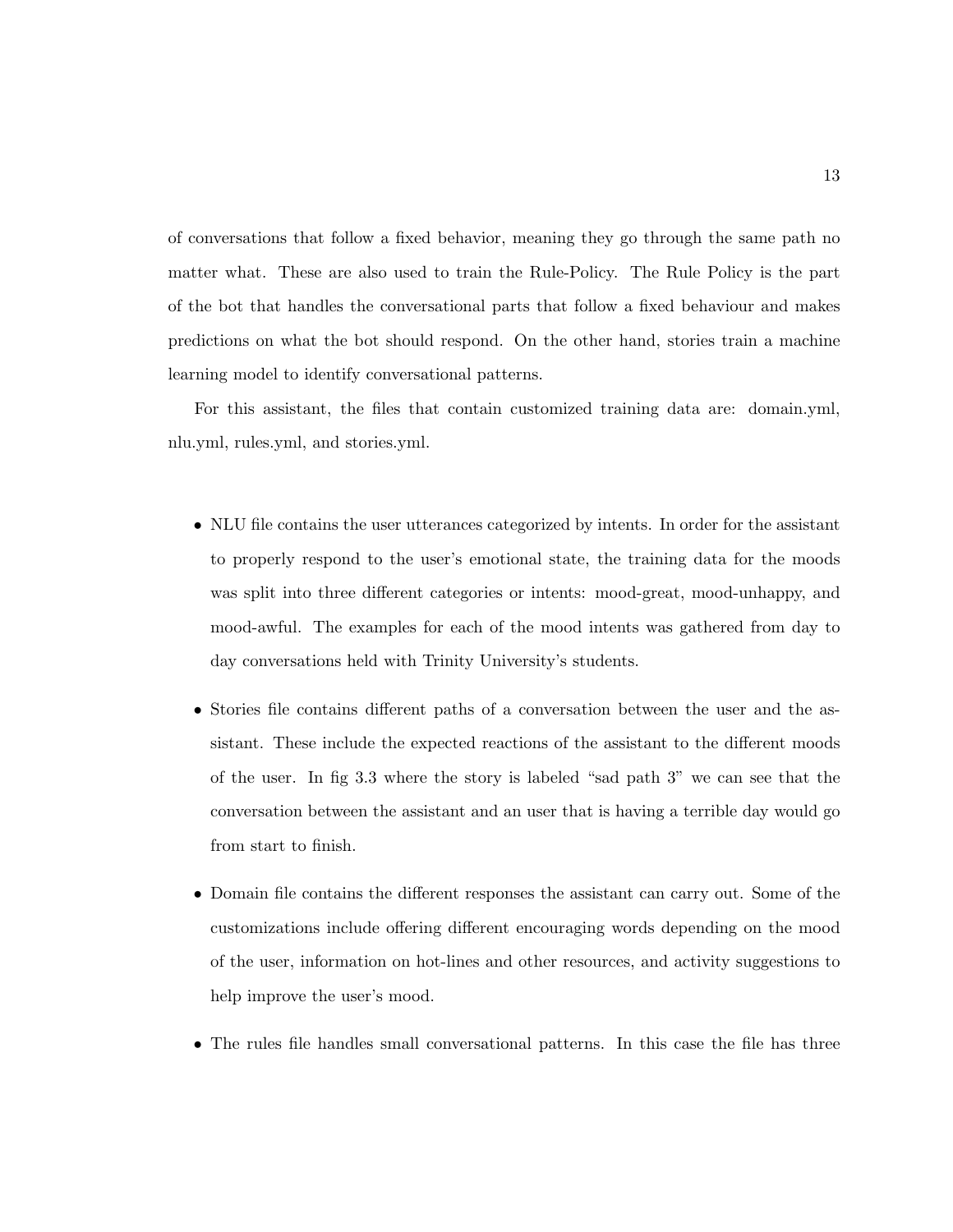of conversations that follow a fixed behavior, meaning they go through the same path no matter what. These are also used to train the Rule-Policy. The Rule Policy is the part of the bot that handles the conversational parts that follow a fixed behaviour and makes predictions on what the bot should respond. On the other hand, stories train a machine learning model to identify conversational patterns.

For this assistant, the files that contain customized training data are: domain.yml, nlu.yml, rules.yml, and stories.yml.

- NLU file contains the user utterances categorized by intents. In order for the assistant to properly respond to the user's emotional state, the training data for the moods was split into three different categories or intents: mood-great, mood-unhappy, and mood-awful. The examples for each of the mood intents was gathered from day to day conversations held with Trinity University's students.

- Stories file contains different paths of a conversation between the user and the assistant. These include the expected reactions of the assistant to the different moods of the user. In fig 3.3 where the story is labeled "sad path 3" we can see that the conversation between the assistant and an user that is having a terrible day would go from start to finish.

- Domain file contains the different responses the assistant can carry out. Some of the customizations include offering different encouraging words depending on the mood of the user, information on hot-lines and other resources, and activity suggestions to help improve the user's mood.

- The rules file handles small conversational patterns. In this case the file has three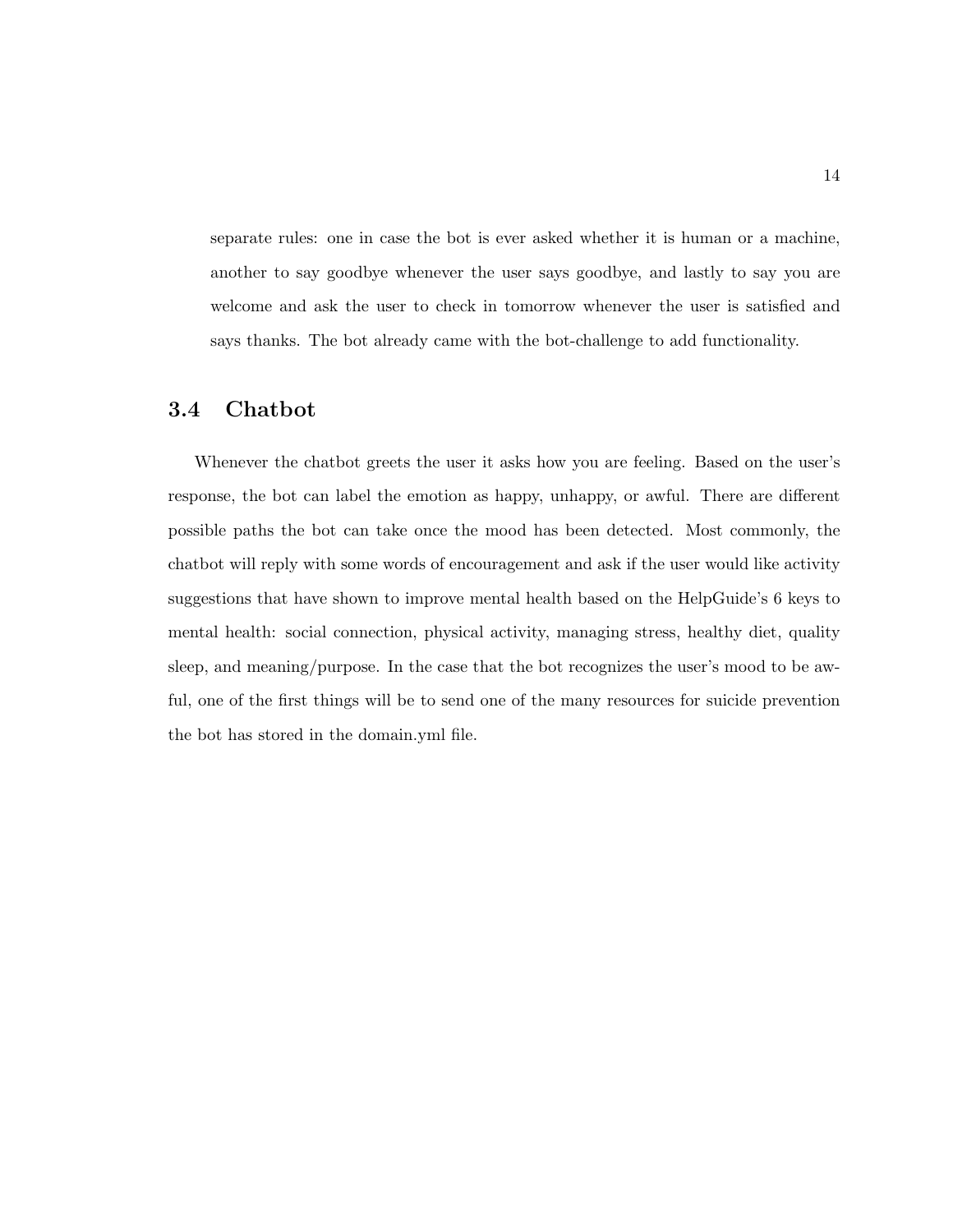separate rules: one in case the bot is ever asked whether it is human or a machine, another to say goodbye whenever the user says goodbye, and lastly to say you are welcome and ask the user to check in tomorrow whenever the user is satisfied and says thanks. The bot already came with the bot-challenge to add functionality.

## 3.4 Chatbot

Whenever the chatbot greets the user it asks how you are feeling. Based on the user's response, the bot can label the emotion as happy, unhappy, or awful. There are different possible paths the bot can take once the mood has been detected. Most commonly, the chatbot will reply with some words of encouragement and ask if the user would like activity suggestions that have shown to improve mental health based on the HelpGuide's 6 keys to mental health: social connection, physical activity, managing stress, healthy diet, quality sleep, and meaning/purpose. In the case that the bot recognizes the user's mood to be awful, one of the first things will be to send one of the many resources for suicide prevention the bot has stored in the domain.yml file.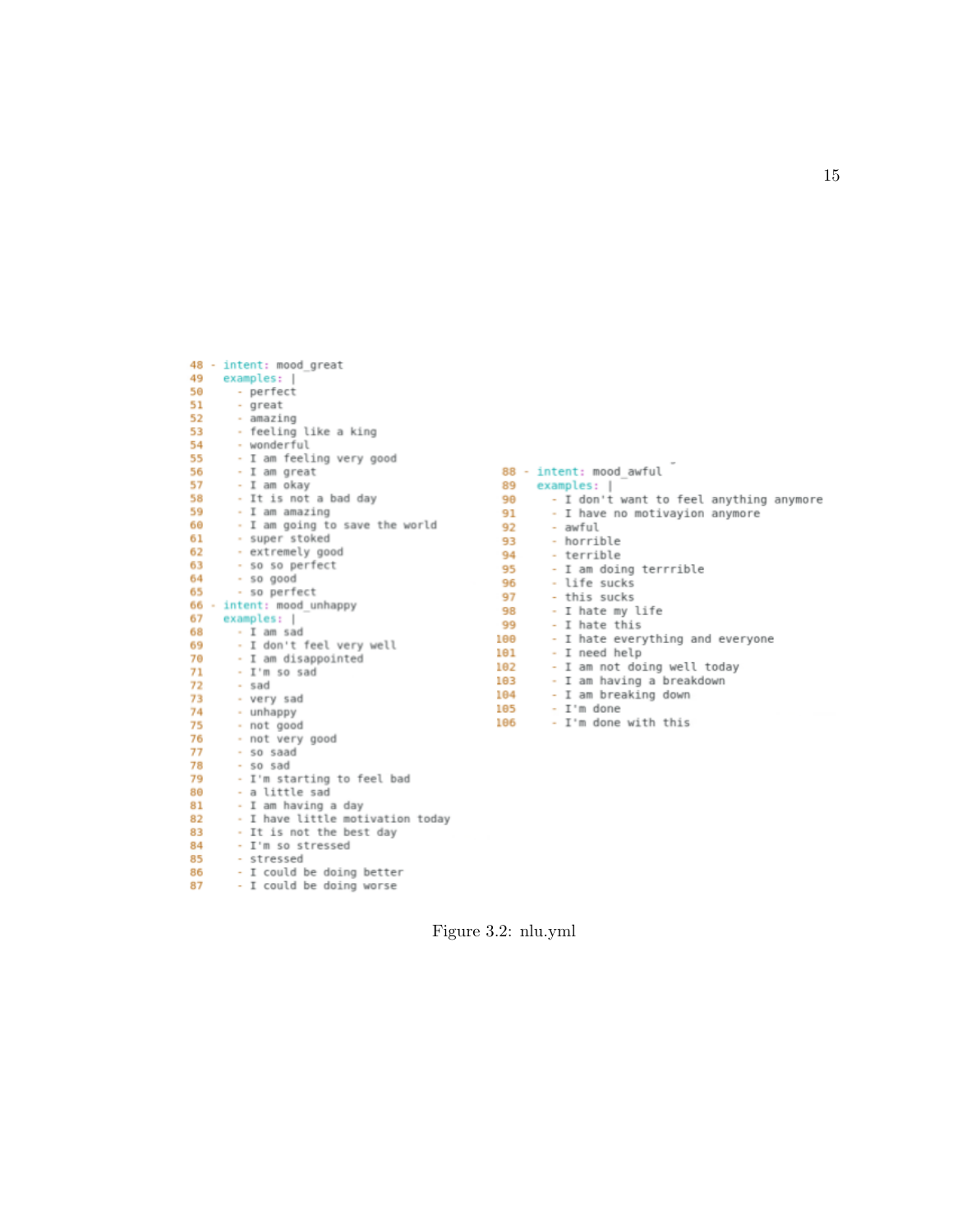```yaml
48 - intent: mood_great
49   examples: |
50     - perfect
51     - great
52     - amazing
53     - feeling like a king
54     - wonderful
55     - I am feeling very good
56     - I am great
57     - I am okay
58     - It is not a bad day
59     - I am amazing
60     - I am going to save the world
61     - super stoked
62     - extremely good
63     - so so perfect
64     - so good
65     - so perfect
66 - intent: mood_unhappy
67   examples: |
68     - I am sad
69     - I don't feel very well
70     - I am disappointed
71     - I'm so sad
72     - sad
73     - very sad
74     - unhappy
75     - not good
76     - not very good
77     - so saad
78     - so sad
79     - I'm starting to feel bad
80     - a little sad
81     - I am having a day
82     - I have little motivation today
83     - It is not the best day
84     - I'm so stressed
85     - stressed
86     - I could be doing better
87     - I could be doing worse
88 - intent: mood_awful
89   examples: |
90     - I don't want to feel anything anymore
91     - I have no motivayion anymore
92     - awful
93     - horrible
94     - terrible
95     - I am doing terrrible
96     - life sucks
97     - this sucks
98     - I hate my life
99     - I hate this
100    - I hate everything and everyone
101    - I need help
102    - I am not doing well today
103    - I am having a breakdown
104    - I am breaking down
105    - I'm done
106    - I'm done with this
```

Figure 3.2: nlu.yml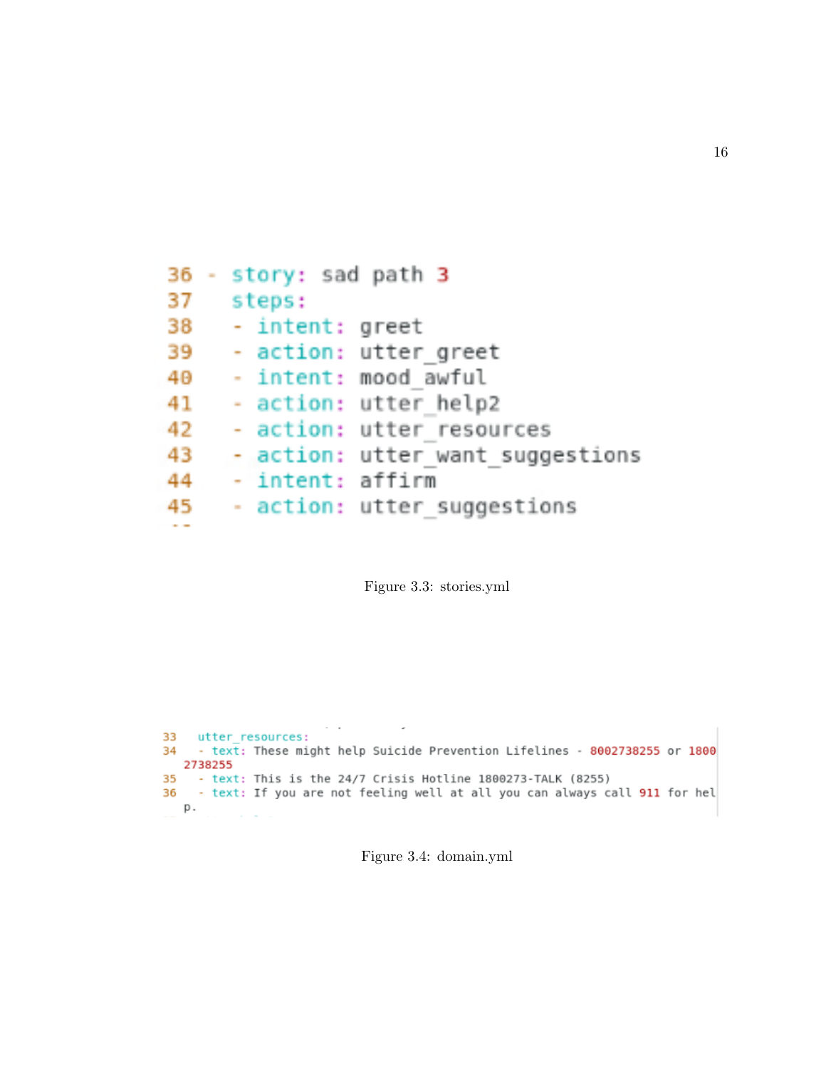```
36 - story: sad path 3
37   steps:
38   - intent: greet
39   - action: utter_greet
40   - intent: mood_awful
41   - action: utter_help2
42   - action: utter_resources
43   - action: utter_want_suggestions
44   - intent: affirm
45   - action: utter_suggestions
```

Figure 3.3: stories.yml

```
33   utter_resources:
34   - text: These might help Suicide Prevention Lifelines - 8002738255 or 1800
     2738255
35   - text: This is the 24/7 Crisis Hotline 1800273-TALK (8255)
36   - text: If you are not feeling well at all you can always call 911 for hel
     p.
```

Figure 3.4: domain.yml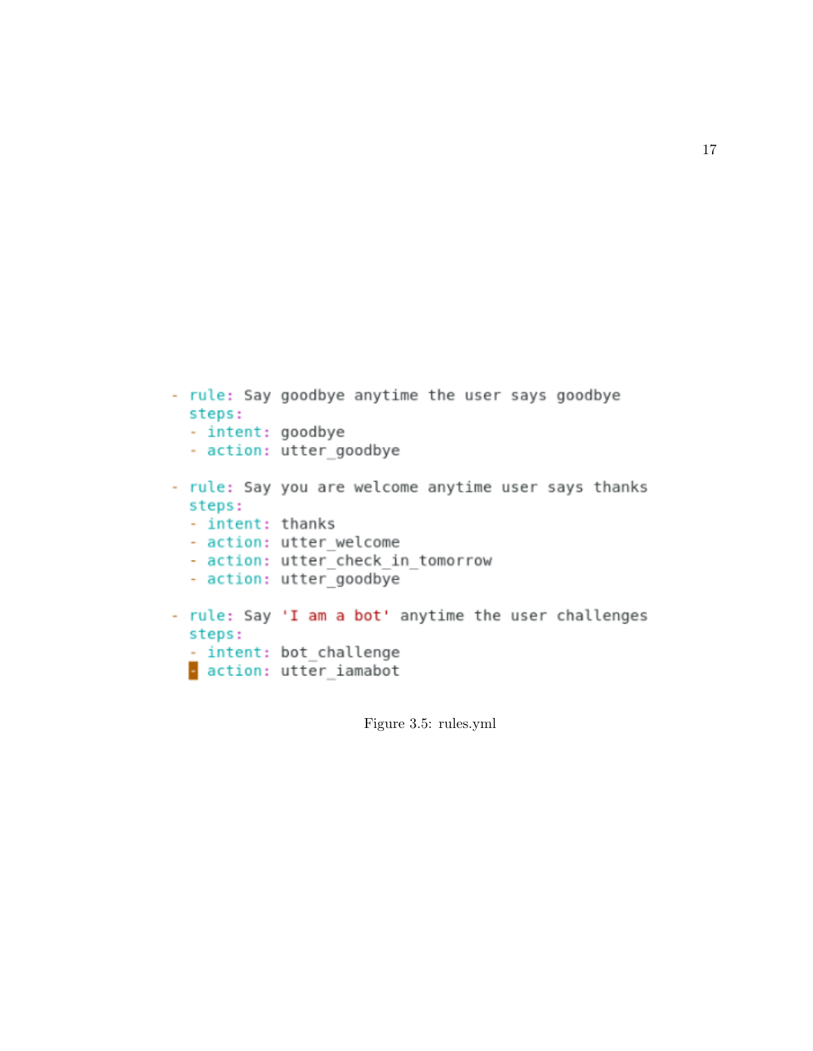```yaml
- rule: Say goodbye anytime the user says goodbye
  steps:
  - intent: goodbye
  - action: utter_goodbye

- rule: Say you are welcome anytime user says thanks
  steps:
  - intent: thanks
  - action: utter_welcome
  - action: utter_check_in_tomorrow
  - action: utter_goodbye

- rule: Say 'I am a bot' anytime the user challenges
  steps:
  - intent: bot_challenge
  - action: utter_iamabot
```

Figure 3.5: rules.yml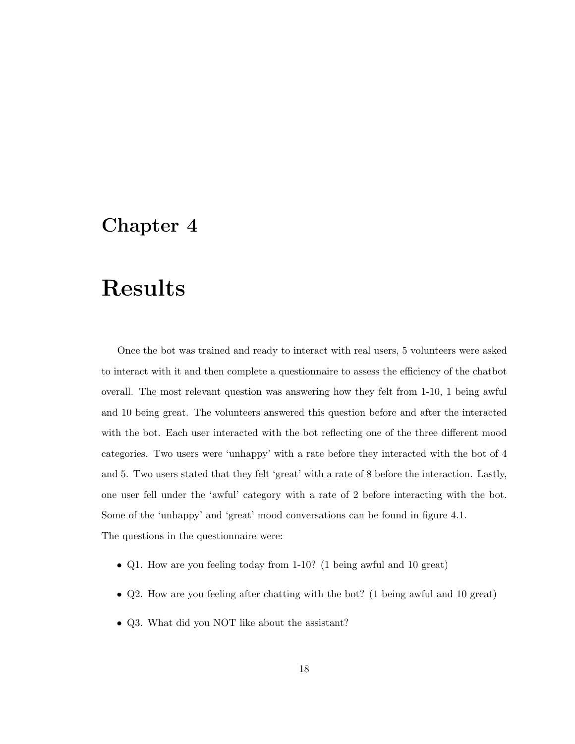# Chapter 4

# Results

Once the bot was trained and ready to interact with real users, 5 volunteers were asked to interact with it and then complete a questionnaire to assess the efficiency of the chatbot overall. The most relevant question was answering how they felt from 1-10, 1 being awful and 10 being great. The volunteers answered this question before and after the interacted with the bot. Each user interacted with the bot reflecting one of the three different mood categories. Two users were 'unhappy' with a rate before they interacted with the bot of 4 and 5. Two users stated that they felt 'great' with a rate of 8 before the interaction. Lastly, one user fell under the 'awful' category with a rate of 2 before interacting with the bot. Some of the 'unhappy' and 'great' mood conversations can be found in figure 4.1.
The questions in the questionnaire were:

- Q1. How are you feeling today from 1-10? (1 being awful and 10 great)
- Q2. How are you feeling after chatting with the bot? (1 being awful and 10 great)
- Q3. What did you NOT like about the assistant?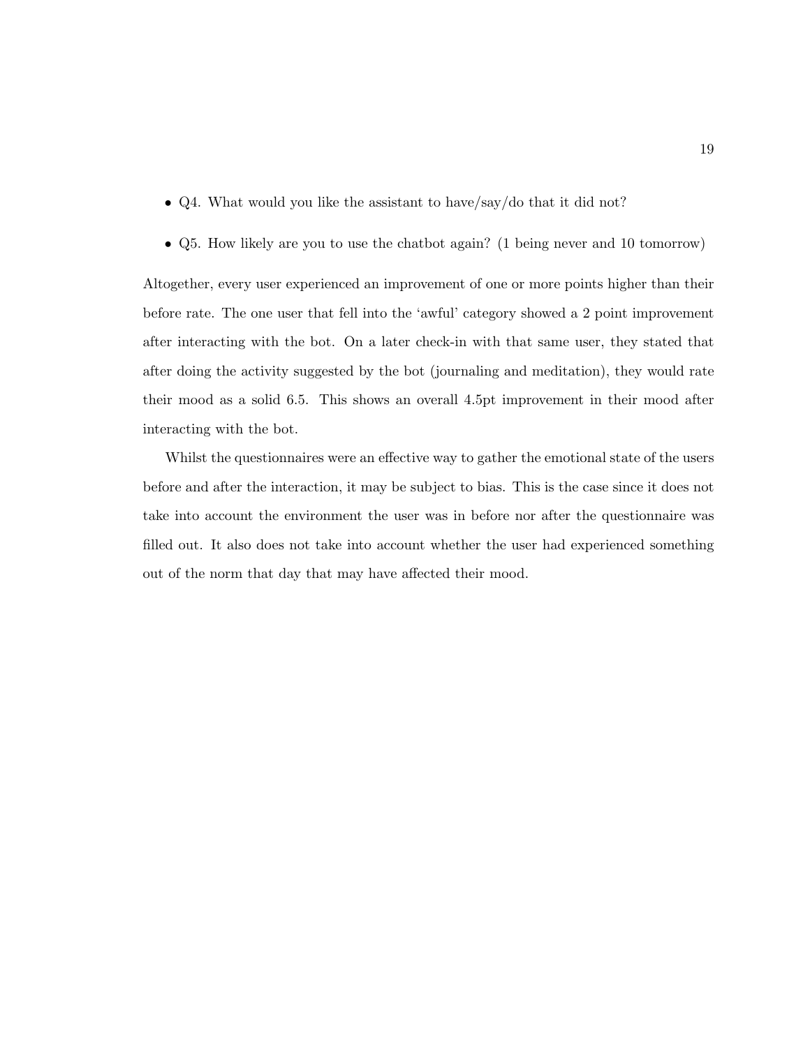- Q4. What would you like the assistant to have/say/do that it did not?
- Q5. How likely are you to use the chatbot again? (1 being never and 10 tomorrow)

Altogether, every user experienced an improvement of one or more points higher than their before rate. The one user that fell into the 'awful' category showed a 2 point improvement after interacting with the bot. On a later check-in with that same user, they stated that after doing the activity suggested by the bot (journaling and meditation), they would rate their mood as a solid 6.5. This shows an overall 4.5pt improvement in their mood after interacting with the bot.

Whilst the questionnaires were an effective way to gather the emotional state of the users before and after the interaction, it may be subject to bias. This is the case since it does not take into account the environment the user was in before nor after the questionnaire was filled out. It also does not take into account whether the user had experienced something out of the norm that day that may have affected their mood.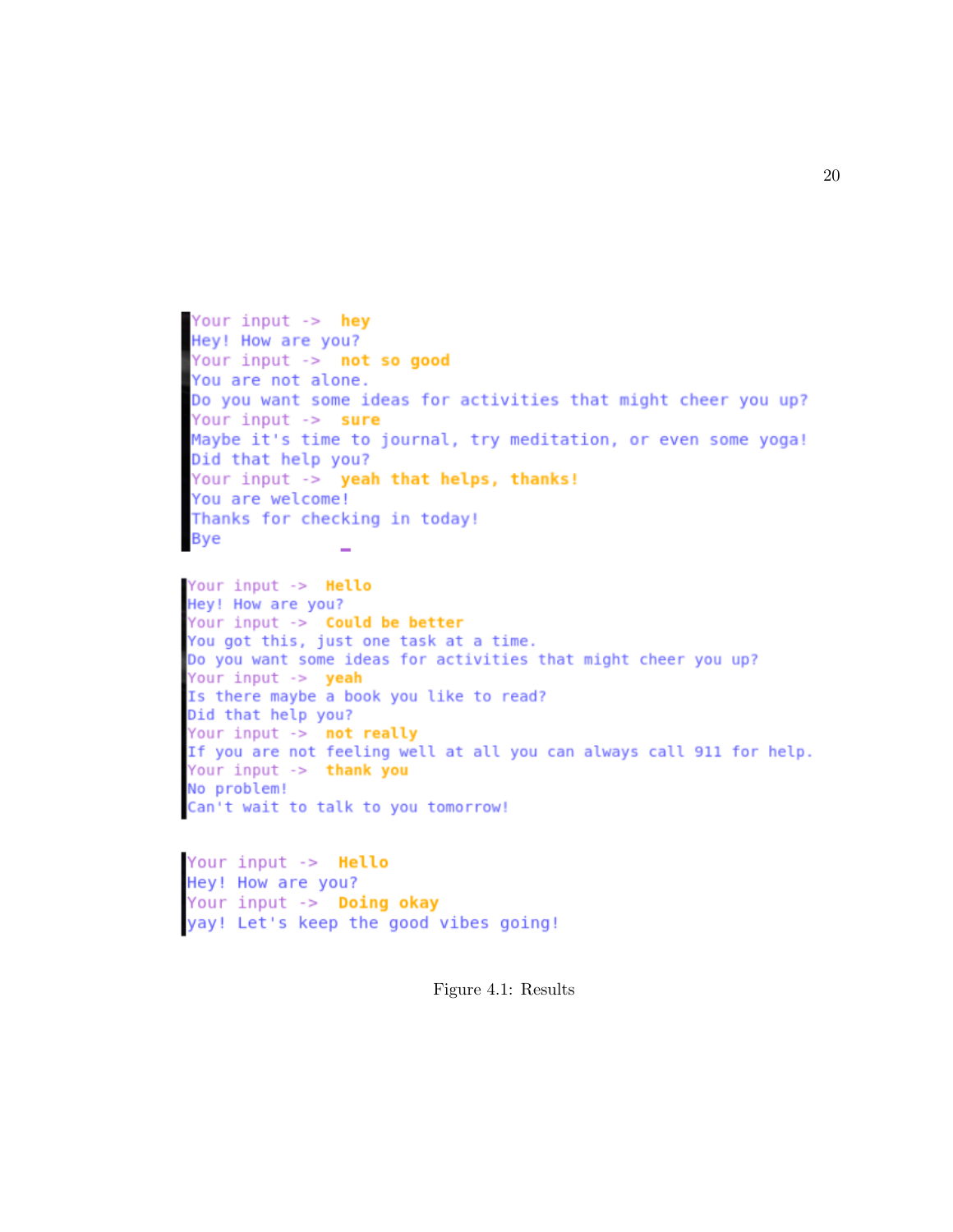```
Your input ->  hey
Hey! How are you?
Your input ->  not so good
You are not alone.
Do you want some ideas for activities that might cheer you up?
Your input ->  sure
Maybe it's time to journal, try meditation, or even some yoga!
Did that help you?
Your input ->  yeah that helps, thanks!
You are welcome!
Thanks for checking in today!
Bye
```

```
Your input ->  Hello
Hey! How are you?
Your input ->  Could be better
You got this, just one task at a time.
Do you want some ideas for activities that might cheer you up?
Your input ->  yeah
Is there maybe a book you like to read?
Did that help you?
Your input ->  not really
If you are not feeling well at all you can always call 911 for help.
Your input ->  thank you
No problem!
Can't wait to talk to you tomorrow!
```

```
Your input ->  Hello
Hey! How are you?
Your input ->  Doing okay
yay! Let's keep the good vibes going!
```

Figure 4.1: Results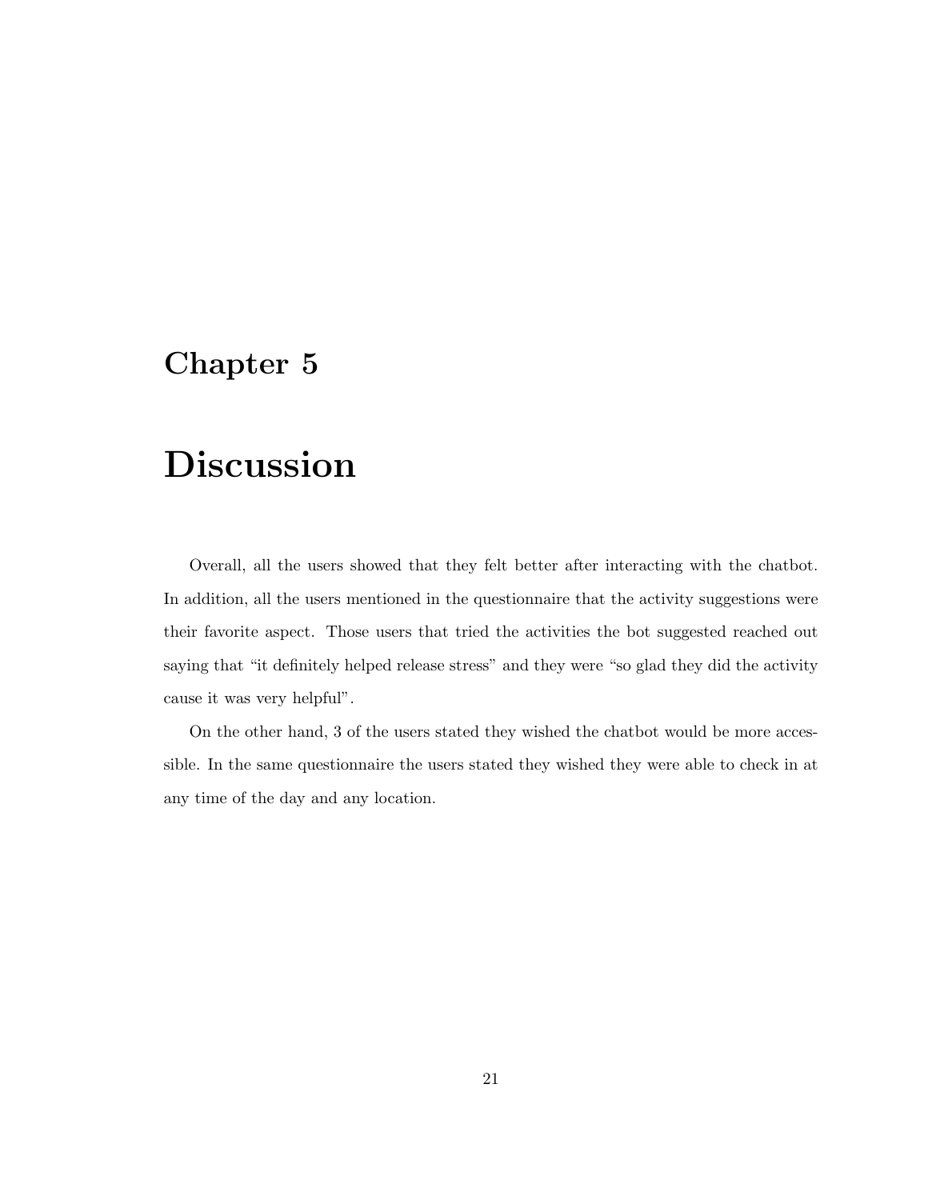# Chapter 5

# Discussion

Overall, all the users showed that they felt better after interacting with the chatbot. In addition, all the users mentioned in the questionnaire that the activity suggestions were their favorite aspect. Those users that tried the activities the bot suggested reached out saying that "it definitely helped release stress" and they were "so glad they did the activity cause it was very helpful".

On the other hand, 3 of the users stated they wished the chatbot would be more accessible. In the same questionnaire the users stated they wished they were able to check in at any time of the day and any location.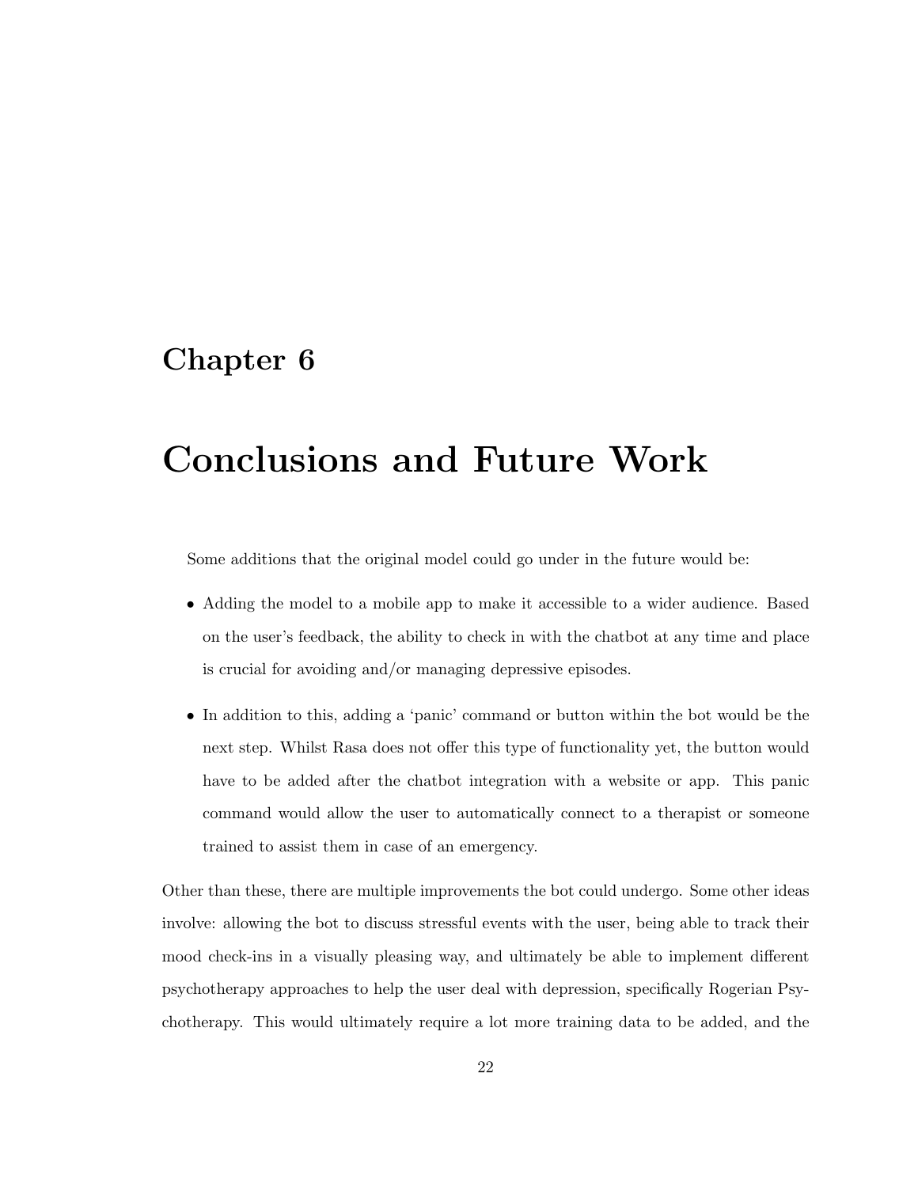# Chapter 6

# Conclusions and Future Work

Some additions that the original model could go under in the future would be:

- Adding the model to a mobile app to make it accessible to a wider audience. Based on the user's feedback, the ability to check in with the chatbot at any time and place is crucial for avoiding and/or managing depressive episodes.

- In addition to this, adding a 'panic' command or button within the bot would be the next step. Whilst Rasa does not offer this type of functionality yet, the button would have to be added after the chatbot integration with a website or app. This panic command would allow the user to automatically connect to a therapist or someone trained to assist them in case of an emergency.

Other than these, there are multiple improvements the bot could undergo. Some other ideas involve: allowing the bot to discuss stressful events with the user, being able to track their mood check-ins in a visually pleasing way, and ultimately be able to implement different psychotherapy approaches to help the user deal with depression, specifically Rogerian Psychotherapy. This would ultimately require a lot more training data to be added, and the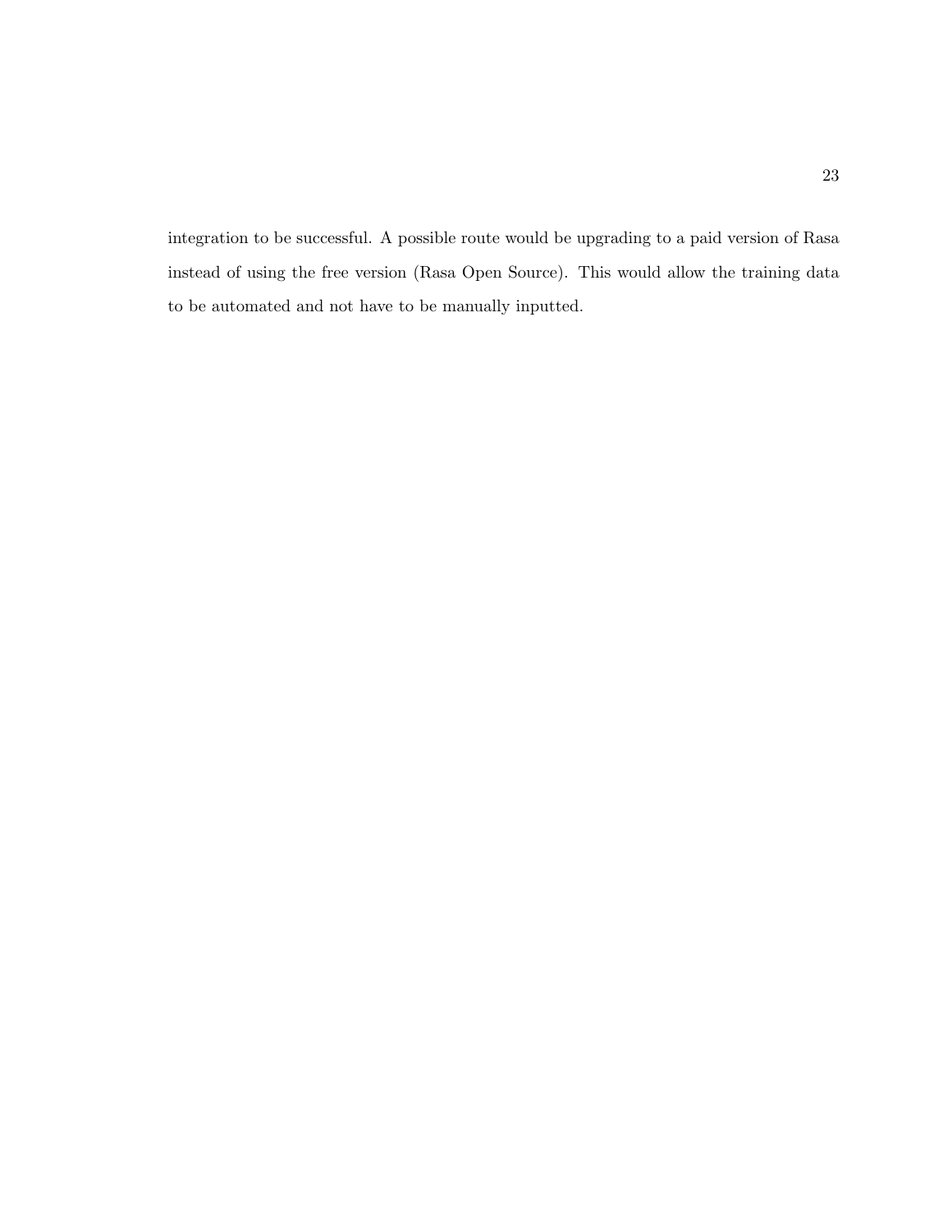integration to be successful. A possible route would be upgrading to a paid version of Rasa instead of using the free version (Rasa Open Source). This would allow the training data to be automated and not have to be manually inputted.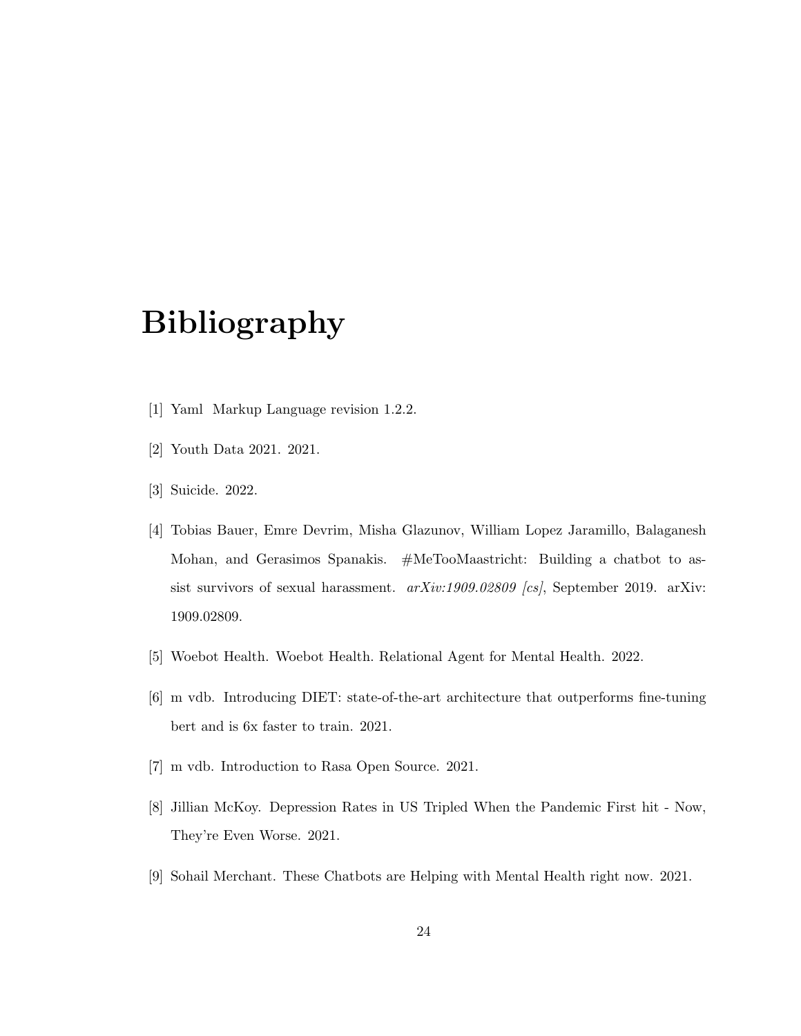# Bibliography

[1] Yaml Markup Language revision 1.2.2.

[2] Youth Data 2021. 2021.

[3] Suicide. 2022.

[4] Tobias Bauer, Emre Devrim, Misha Glazunov, William Lopez Jaramillo, Balaganesh Mohan, and Gerasimos Spanakis. #MeTooMaastricht: Building a chatbot to assist survivors of sexual harassment. *arXiv:1909.02809 [cs]*, September 2019. arXiv: 1909.02809.

[5] Woebot Health. Woebot Health. Relational Agent for Mental Health. 2022.

[6] m vdb. Introducing DIET: state-of-the-art architecture that outperforms fine-tuning bert and is 6x faster to train. 2021.

[7] m vdb. Introduction to Rasa Open Source. 2021.

[8] Jillian McKoy. Depression Rates in US Tripled When the Pandemic First hit - Now, They're Even Worse. 2021.

[9] Sohail Merchant. These Chatbots are Helping with Mental Health right now. 2021.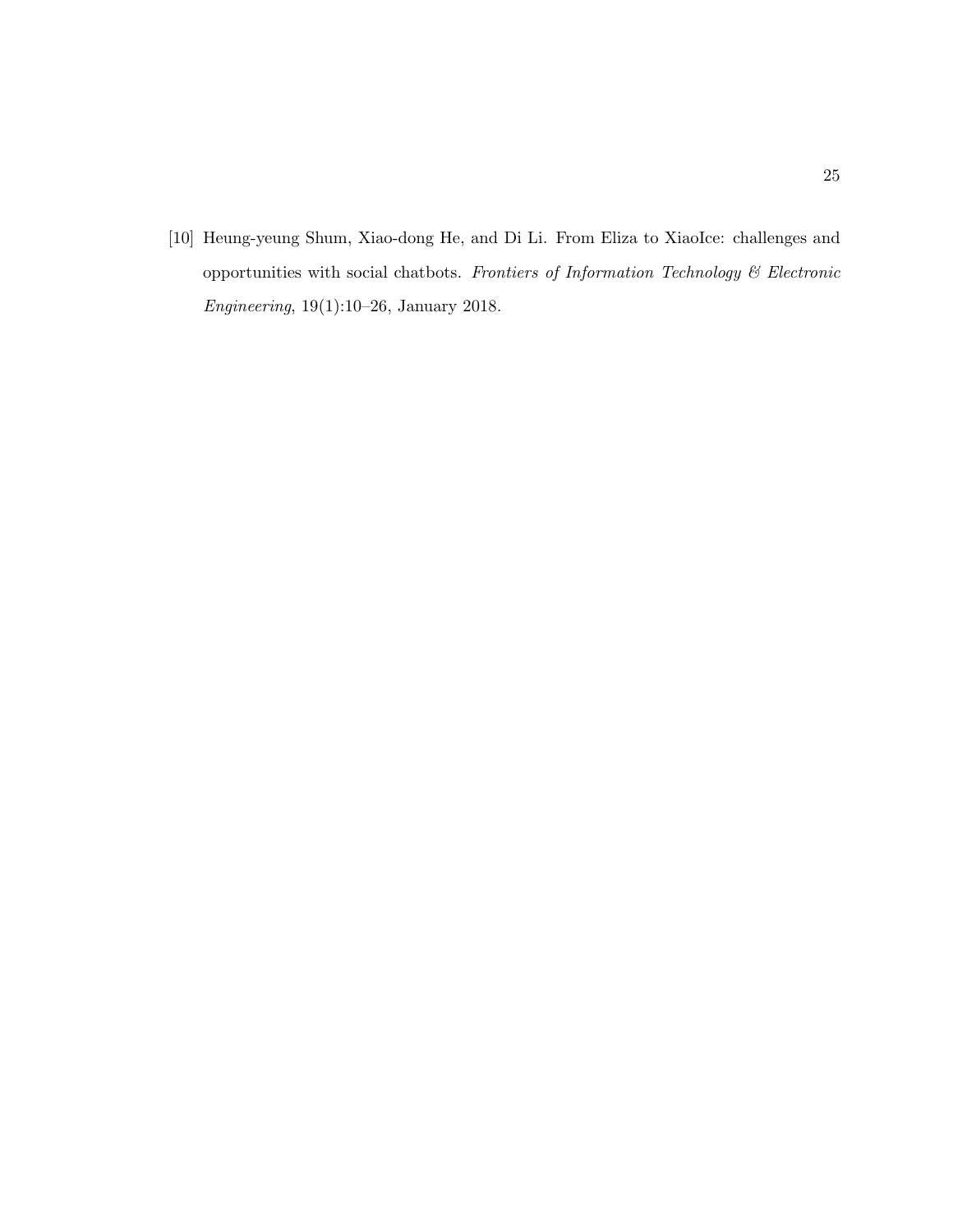[10] Heung-yeung Shum, Xiao-dong He, and Di Li. From Eliza to XiaoIce: challenges and opportunities with social chatbots. *Frontiers of Information Technology & Electronic Engineering*, 19(1):10–26, January 2018.